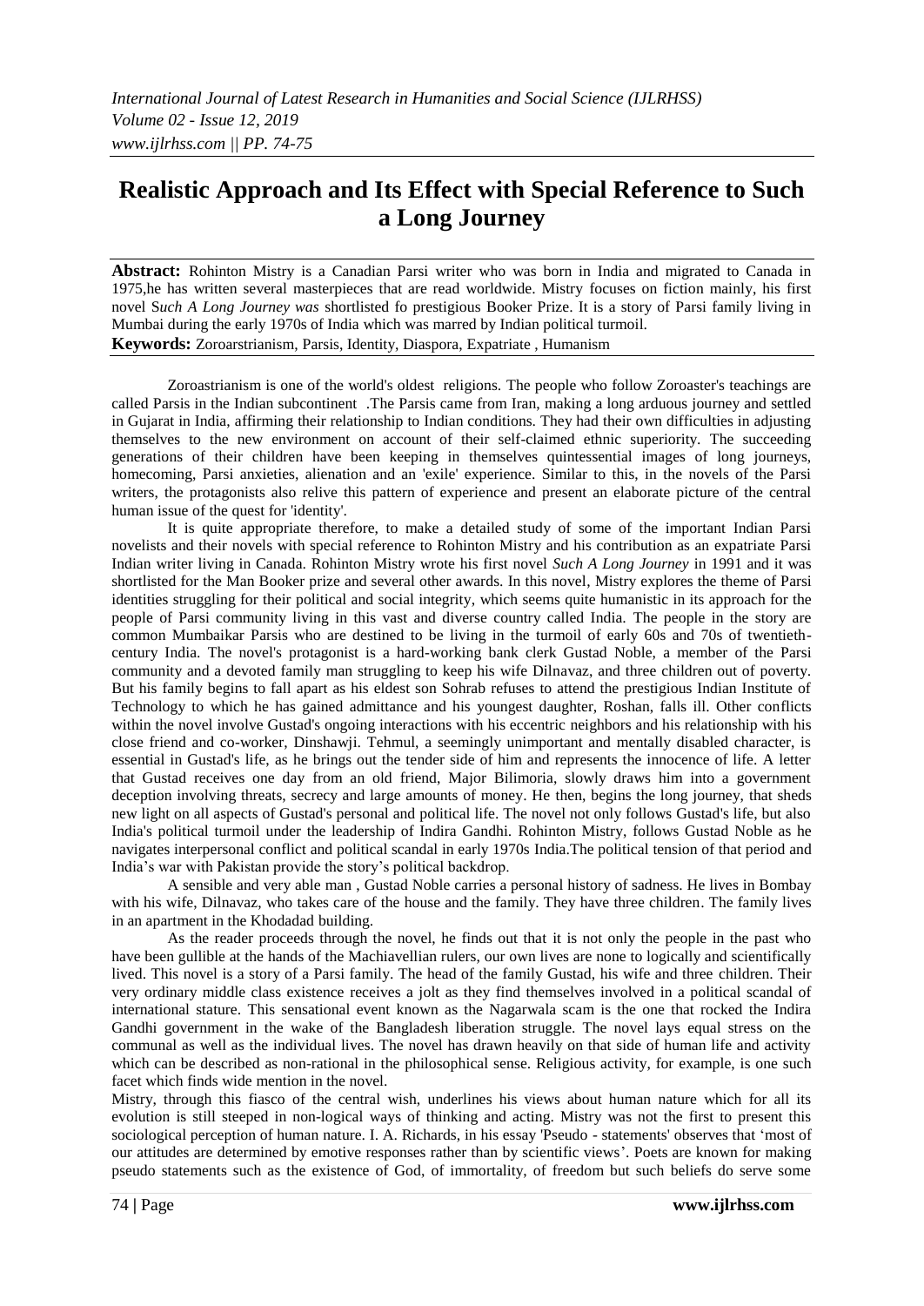# Realistic Approach and Its Effect with Special Reference to Such a Long Journey

**Abstract:** Rohinton Mistry is a Canadian Parsi writer who was born in India and migrated to Canada in 1975,he has written several masterpieces that are read worldwide. Mistry focuses on fiction mainly, his first novel S*uch A Long Journey was* shortlisted fo prestigious Booker Prize. It is a story of Parsi family living in Mumbai during the early 1970s of India which was marred by Indian political turmoil.

**Keywords:** Zoroarstrianism, Parsis, Identity, Diaspora, Expatriate , Humanism

Zoroastrianism is one of the world's oldest religions. The people who follow Zoroaster's teachings are called Parsis in the Indian subcontinent .The Parsis came from Iran, making a long arduous journey and settled in Gujarat in India, affirming their relationship to Indian conditions. They had their own difficulties in adjusting themselves to the new environment on account of their self-claimed ethnic superiority. The succeeding generations of their children have been keeping in themselves quintessential images of long journeys, homecoming, Parsi anxieties, alienation and an 'exile' experience. Similar to this, in the novels of the Parsi writers, the protagonists also relive this pattern of experience and present an elaborate picture of the central human issue of the quest for 'identity'.

It is quite appropriate therefore, to make a detailed study of some of the important Indian Parsi novelists and their novels with special reference to Rohinton Mistry and his contribution as an expatriate Parsi Indian writer living in Canada. Rohinton Mistry wrote his first novel *Such A Long Journey* in 1991 and it was shortlisted for the Man Booker prize and several other awards. In this novel, Mistry explores the theme of Parsi identities struggling for their political and social integrity, which seems quite humanistic in its approach for the people of Parsi community living in this vast and diverse country called India. The people in the story are common Mumbaikar Parsis who are destined to be living in the turmoil of early 60s and 70s of twentieth-century India. The novel's protagonist is a hard-working bank clerk Gustad Noble, a member of the Parsi community and a devoted family man struggling to keep his wife Dilnavaz, and three children out of poverty. But his family begins to fall apart as his eldest son Sohrab refuses to attend the prestigious Indian Institute of Technology to which he has gained admittance and his youngest daughter, Roshan, falls ill. Other conflicts within the novel involve Gustad's ongoing interactions with his eccentric neighbors and his relationship with his close friend and co-worker, Dinshawji. Tehmul, a seemingly unimportant and mentally disabled character, is essential in Gustad's life, as he brings out the tender side of him and represents the innocence of life. A letter that Gustad receives one day from an old friend, Major Bilimoria, slowly draws him into a government deception involving threats, secrecy and large amounts of money. He then, begins the long journey, that sheds new light on all aspects of Gustad's personal and political life. The novel not only follows Gustad's life, but also India's political turmoil under the leadership of Indira Gandhi. Rohinton Mistry, follows Gustad Noble as he navigates interpersonal conflict and political scandal in early 1970s India.The political tension of that period and India's war with Pakistan provide the story's political backdrop.

A sensible and very able man , Gustad Noble carries a personal history of sadness. He lives in Bombay with his wife, Dilnavaz, who takes care of the house and the family. They have three children. The family lives in an apartment in the Khodadad building.

As the reader proceeds through the novel, he finds out that it is not only the people in the past who have been gullible at the hands of the Machiavellian rulers, our own lives are none to logically and scientifically lived. This novel is a story of a Parsi family. The head of the family Gustad, his wife and three children. Their very ordinary middle class existence receives a jolt as they find themselves involved in a political scandal of international stature. This sensational event known as the Nagarwala scam is the one that rocked the Indira Gandhi government in the wake of the Bangladesh liberation struggle. The novel lays equal stress on the communal as well as the individual lives. The novel has drawn heavily on that side of human life and activity which can be described as non-rational in the philosophical sense. Religious activity, for example, is one such facet which finds wide mention in the novel.

Mistry, through this fiasco of the central wish, underlines his views about human nature which for all its evolution is still steeped in non-logical ways of thinking and acting. Mistry was not the first to present this sociological perception of human nature. I. A. Richards, in his essay 'Pseudo - statements' observes that 'most of our attitudes are determined by emotive responses rather than by scientific views'. Poets are known for making pseudo statements such as the existence of God, of immortality, of freedom but such beliefs do serve some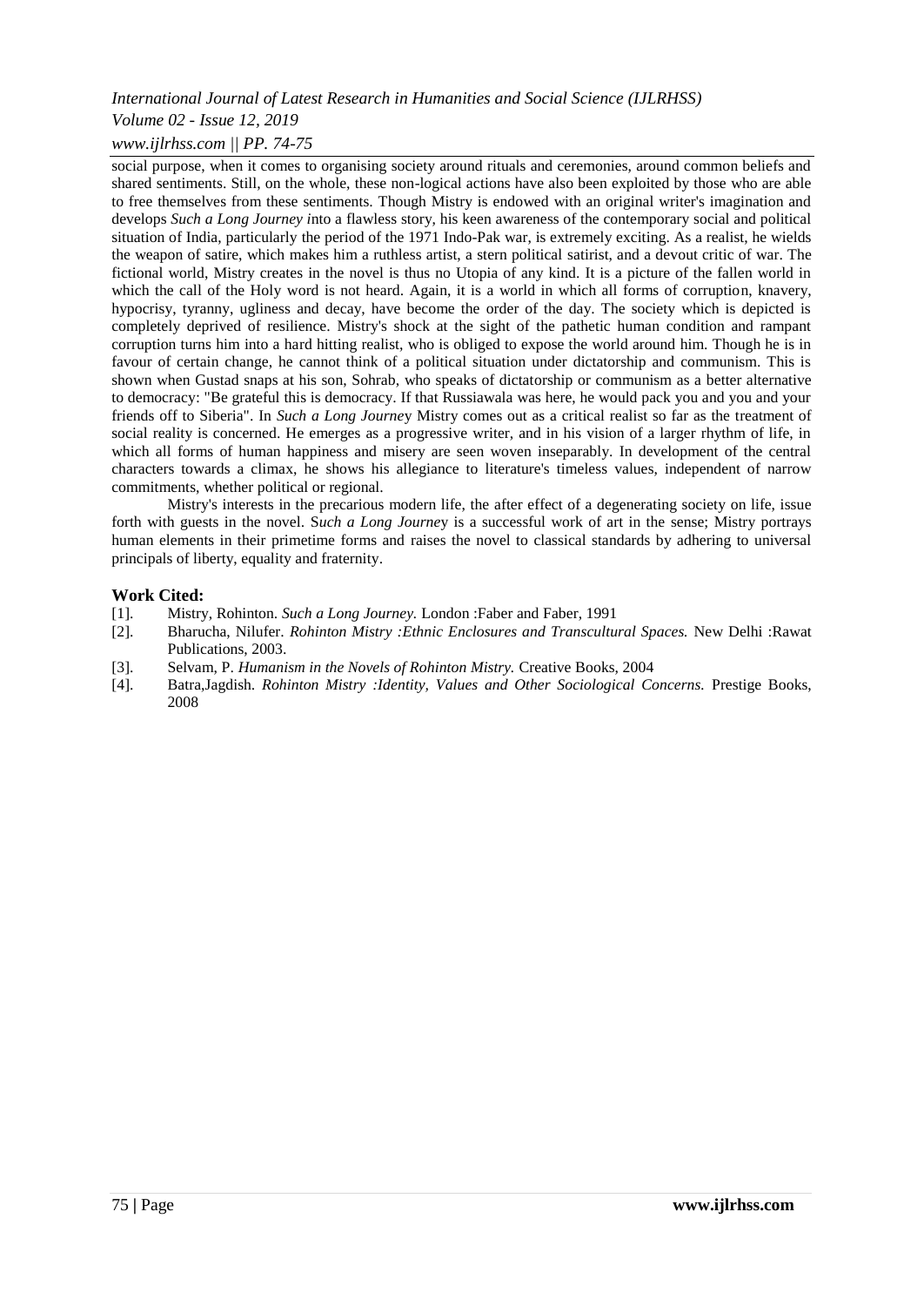social purpose, when it comes to organising society around rituals and ceremonies, around common beliefs and shared sentiments. Still, on the whole, these non-logical actions have also been exploited by those who are able to free themselves from these sentiments. Though Mistry is endowed with an original writer's imagination and develops *Such a Long Journey i*nto a flawless story, his keen awareness of the contemporary social and political situation of India, particularly the period of the 1971 Indo-Pak war, is extremely exciting. As a realist, he wields the weapon of satire, which makes him a ruthless artist, a stern political satirist, and a devout critic of war. The fictional world, Mistry creates in the novel is thus no Utopia of any kind. It is a picture of the fallen world in which the call of the Holy word is not heard. Again, it is a world in which all forms of corruption, knavery, hypocrisy, tyranny, ugliness and decay, have become the order of the day. The society which is depicted is completely deprived of resilience. Mistry's shock at the sight of the pathetic human condition and rampant corruption turns him into a hard hitting realist, who is obliged to expose the world around him. Though he is in favour of certain change, he cannot think of a political situation under dictatorship and communism. This is shown when Gustad snaps at his son, Sohrab, who speaks of dictatorship or communism as a better alternative to democracy: "Be grateful this is democracy. If that Russiawala was here, he would pack you and you and your friends off to Siberia". In *Such a Long Journe*y Mistry comes out as a critical realist so far as the treatment of social reality is concerned. He emerges as a progressive writer, and in his vision of a larger rhythm of life, in which all forms of human happiness and misery are seen woven inseparably. In development of the central characters towards a climax, he shows his allegiance to literature's timeless values, independent of narrow commitments, whether political or regional.

Mistry's interests in the precarious modern life, the after effect of a degenerating society on life, issue forth with guests in the novel. S*uch a Long Journe*y is a successful work of art in the sense; Mistry portrays human elements in their primetime forms and raises the novel to classical standards by adhering to universal principals of liberty, equality and fraternity.

## Work Cited:

[1]. Mistry, Rohinton. *Such a Long Journey.* London :Faber and Faber, 1991

[2]. Bharucha, Nilufer. *Rohinton Mistry :Ethnic Enclosures and Transcultural Spaces.* New Delhi :Rawat Publications, 2003.

[3]. Selvam, P. *Humanism in the Novels of Rohinton Mistry.* Creative Books, 2004

[4]. Batra,Jagdish. *Rohinton Mistry :Identity, Values and Other Sociological Concerns.* Prestige Books, 2008